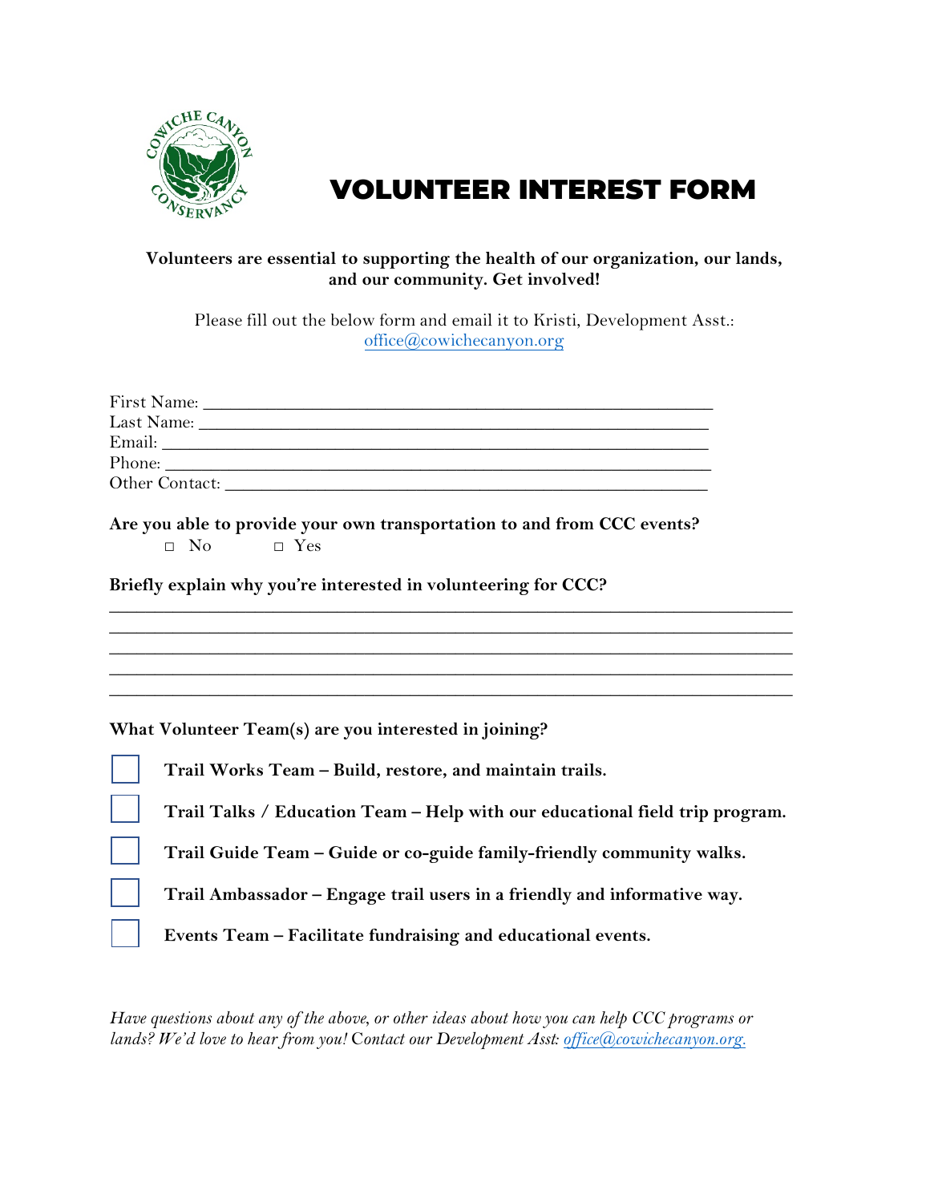# VOLUNTEER INTEREST FORM

**Volunteers are essential to supporting the health of our organization, our lands, and our community. Get involved!**

Please fill out the below form and email it to Kristi, Development Asst.: office@cowichecanyon.org

First Name: ______________________________________________

Last Name: ______________________________________________

Email: ______________________________________________

Phone: ______________________________________________

Other Contact: ______________________________________________

**Are you able to provide your own transportation to and from CCC events?**

□ No □ Yes

**Briefly explain why you're interested in volunteering for CCC?**

______________________________________________________________________
______________________________________________________________________
______________________________________________________________________
______________________________________________________________________
______________________________________________________________________

**What Volunteer Team(s) are you interested in joining?**

- [ ] **Trail Works Team – Build, restore, and maintain trails.**
- [ ] **Trail Talks / Education Team – Help with our educational field trip program.**
- [ ] **Trail Guide Team – Guide or co-guide family-friendly community walks.**
- [ ] **Trail Ambassador – Engage trail users in a friendly and informative way.**
- [ ] **Events Team – Facilitate fundraising and educational events.**

*Have questions about any of the above, or other ideas about how you can help CCC programs or lands? We'd love to hear from you!* Contact our Development Asst: *office@cowichecanyon.org.*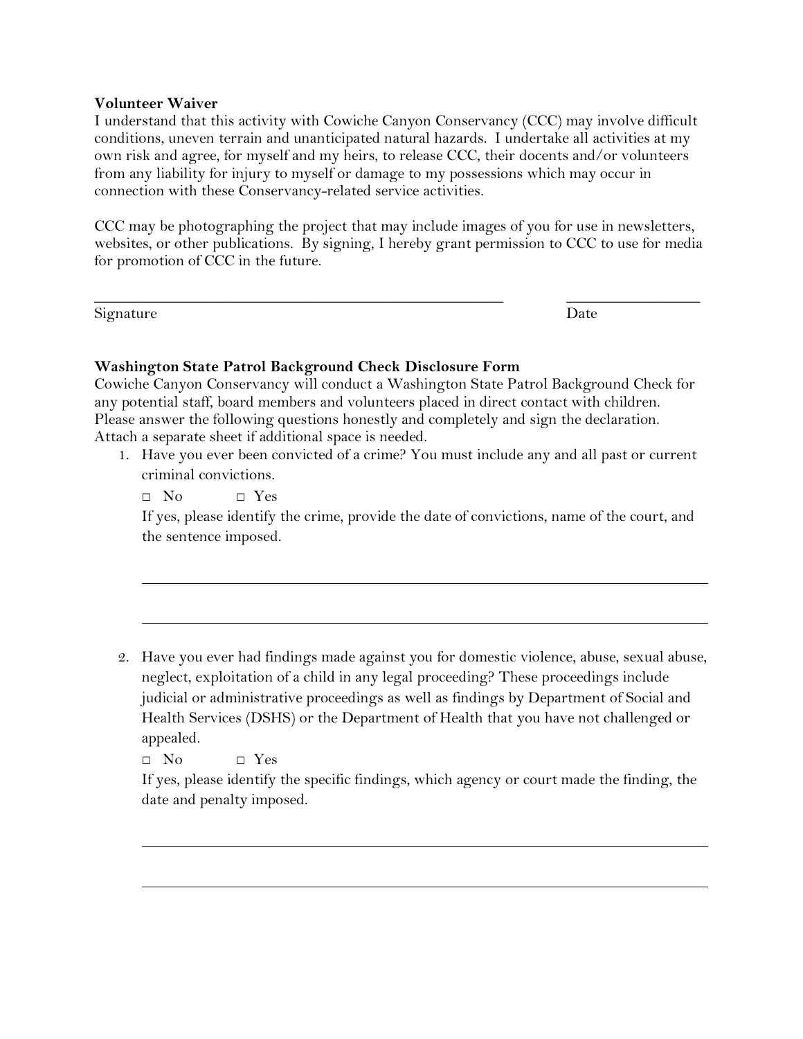**Volunteer Waiver**

I understand that this activity with Cowiche Canyon Conservancy (CCC) may involve difficult conditions, uneven terrain and unanticipated natural hazards. I undertake all activities at my own risk and agree, for myself and my heirs, to release CCC, their docents and/or volunteers from any liability for injury to myself or damage to my possessions which may occur in connection with these Conservancy-related service activities.

CCC may be photographing the project that may include images of you for use in newsletters, websites, or other publications. By signing, I hereby grant permission to CCC to use for media for promotion of CCC in the future.

_______________________________________________ ______________

Signature Date

**Washington State Patrol Background Check Disclosure Form**

Cowiche Canyon Conservancy will conduct a Washington State Patrol Background Check for any potential staff, board members and volunteers placed in direct contact with children. Please answer the following questions honestly and completely and sign the declaration. Attach a separate sheet if additional space is needed.

1. Have you ever been convicted of a crime? You must include any and all past or current criminal convictions.

   □ No □ Yes

   If yes, please identify the crime, provide the date of convictions, name of the court, and the sentence imposed.

   _______________________________________________________________

   _______________________________________________________________

2. Have you ever had findings made against you for domestic violence, abuse, sexual abuse, neglect, exploitation of a child in any legal proceeding? These proceedings include judicial or administrative proceedings as well as findings by Department of Social and Health Services (DSHS) or the Department of Health that you have not challenged or appealed.

   □ No □ Yes

   If yes, please identify the specific findings, which agency or court made the finding, the date and penalty imposed.

   _______________________________________________________________

   _______________________________________________________________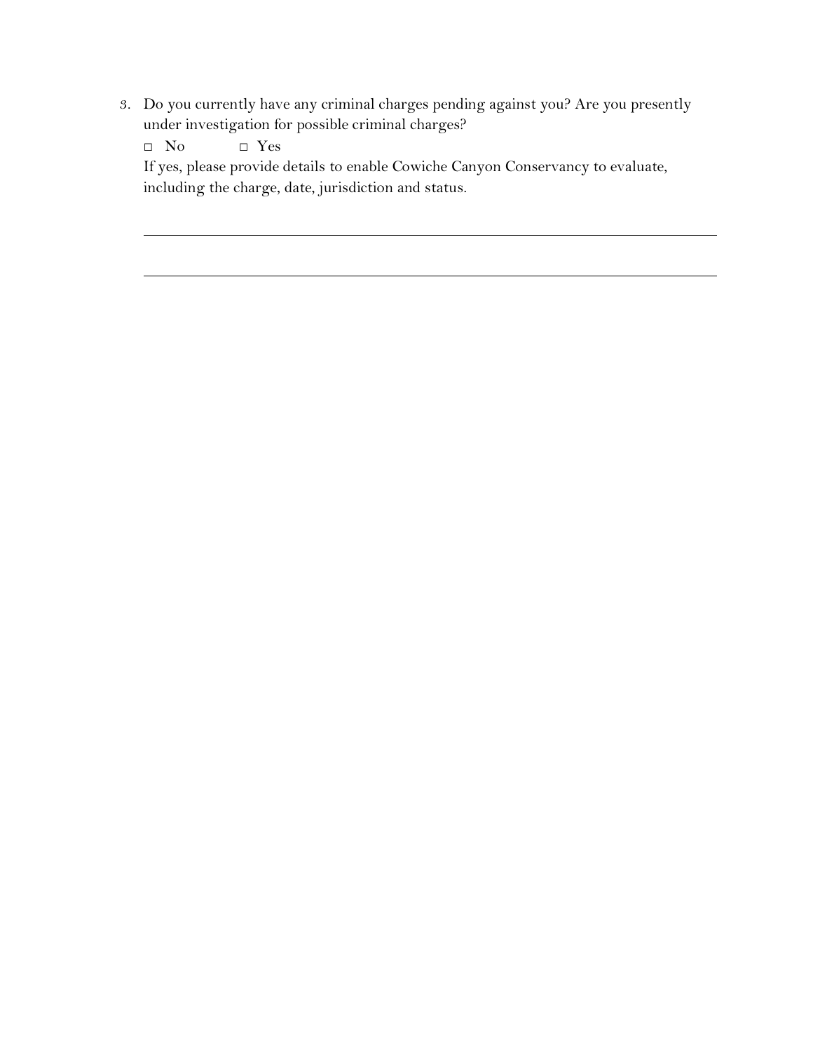3. Do you currently have any criminal charges pending against you? Are you presently under investigation for possible criminal charges?

   □ No □ Yes

   If yes, please provide details to enable Cowiche Canyon Conservancy to evaluate, including the charge, date, jurisdiction and status.

   ______________________________________________________________________________

   ______________________________________________________________________________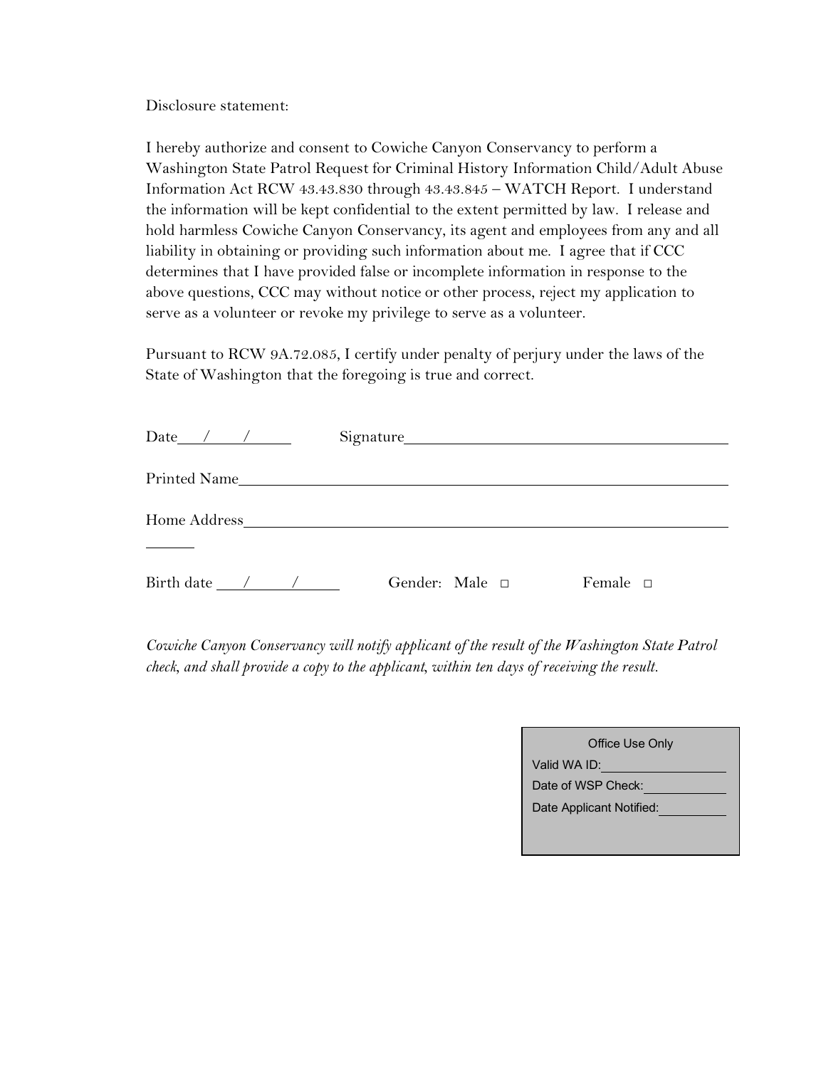Disclosure statement:

I hereby authorize and consent to Cowiche Canyon Conservancy to perform a Washington State Patrol Request for Criminal History Information Child/Adult Abuse Information Act RCW 43.43.830 through 43.43.845 – WATCH Report. I understand the information will be kept confidential to the extent permitted by law. I release and hold harmless Cowiche Canyon Conservancy, its agent and employees from any and all liability in obtaining or providing such information about me. I agree that if CCC determines that I have provided false or incomplete information in response to the above questions, CCC may without notice or other process, reject my application to serve as a volunteer or revoke my privilege to serve as a volunteer.

Pursuant to RCW 9A.72.085, I certify under penalty of perjury under the laws of the State of Washington that the foregoing is true and correct.

Date\_\_\_/\_\_\_\_/\_\_\_\_\_\_ Signature\_\_\_\_\_\_\_\_\_\_\_\_\_\_\_\_\_\_\_\_\_\_\_\_\_\_\_\_\_\_\_\_\_\_\_\_\_\_\_\_

Printed Name\_\_\_\_\_\_\_\_\_\_\_\_\_\_\_\_\_\_\_\_\_\_\_\_\_\_\_\_\_\_\_\_\_\_\_\_\_\_\_\_\_\_\_\_\_\_\_\_\_\_\_\_\_\_\_\_\_\_\_\_

Home Address\_\_\_\_\_\_\_\_\_\_\_\_\_\_\_\_\_\_\_\_\_\_\_\_\_\_\_\_\_\_\_\_\_\_\_\_\_\_\_\_\_\_\_\_\_\_\_\_\_\_\_\_\_\_\_\_\_\_\_

\_\_\_\_\_\_

Birth date \_\_\_/\_\_\_\_\_/\_\_\_\_\_\_ Gender: Male □ Female □

*Cowiche Canyon Conservancy will notify applicant of the result of the Washington State Patrol check, and shall provide a copy to the applicant, within ten days of receiving the result.*

Office Use Only

Valid WA ID:\_\_\_\_\_\_\_\_\_\_\_\_\_\_\_\_\_\_

Date of WSP Check:\_\_\_\_\_\_\_\_\_\_\_\_

Date Applicant Notified:\_\_\_\_\_\_\_\_\_\_